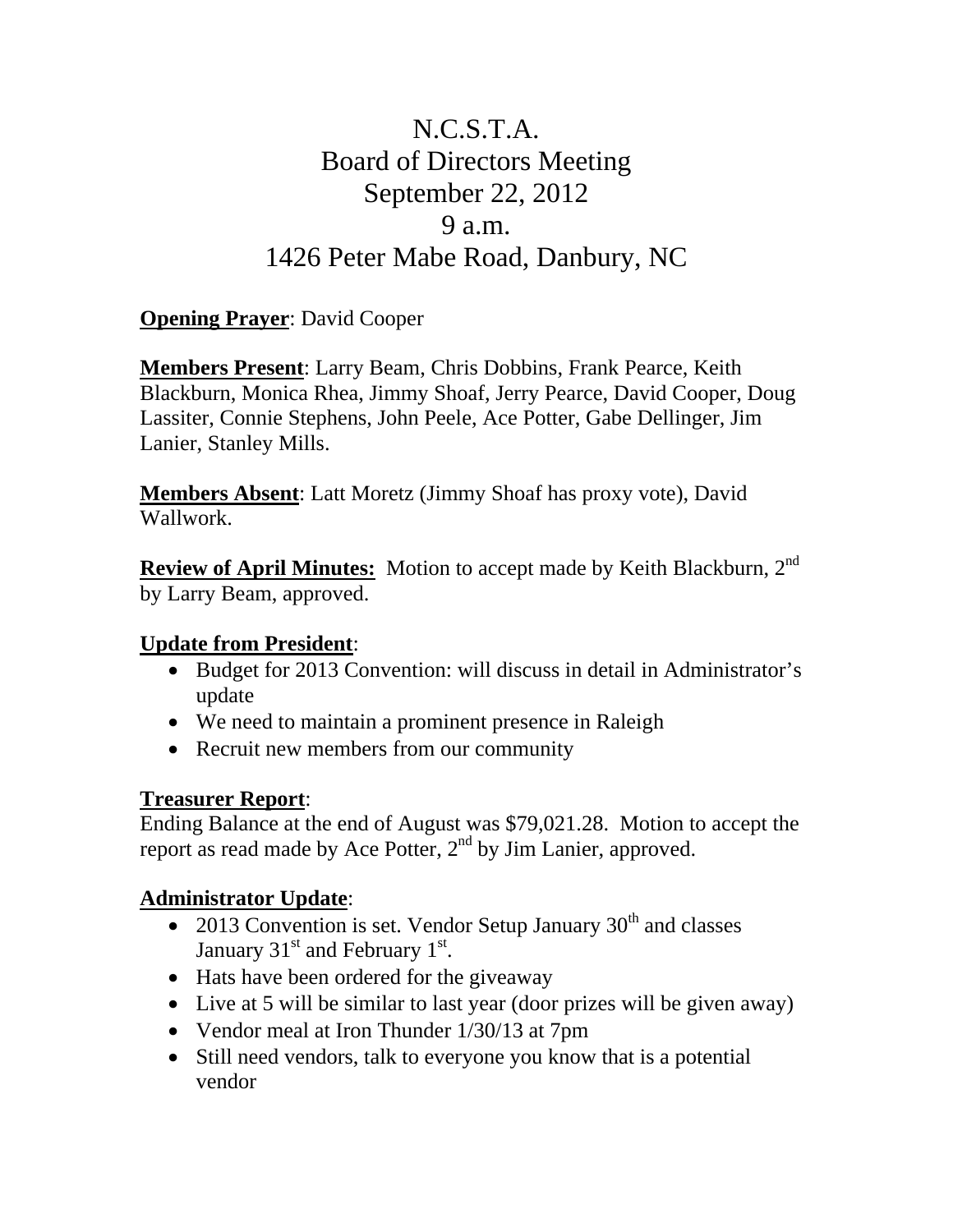# N.C.S.T.A.
# Board of Directors Meeting
# September 22, 2012
# 9 a.m.
# 1426 Peter Mabe Road, Danbury, NC

**Opening Prayer**: David Cooper

**Members Present**: Larry Beam, Chris Dobbins, Frank Pearce, Keith Blackburn, Monica Rhea, Jimmy Shoaf, Jerry Pearce, David Cooper, Doug Lassiter, Connie Stephens, John Peele, Ace Potter, Gabe Dellinger, Jim Lanier, Stanley Mills.

**Members Absent**: Latt Moretz (Jimmy Shoaf has proxy vote), David Wallwork.

**Review of April Minutes:** Motion to accept made by Keith Blackburn, 2nd by Larry Beam, approved.

**Update from President**:

- Budget for 2013 Convention: will discuss in detail in Administrator's update
- We need to maintain a prominent presence in Raleigh
- Recruit new members from our community

**Treasurer Report**:

Ending Balance at the end of August was $79,021.28. Motion to accept the report as read made by Ace Potter, 2nd by Jim Lanier, approved.

**Administrator Update**:

- 2013 Convention is set. Vendor Setup January 30th and classes January 31st and February 1st.
- Hats have been ordered for the giveaway
- Live at 5 will be similar to last year (door prizes will be given away)
- Vendor meal at Iron Thunder 1/30/13 at 7pm
- Still need vendors, talk to everyone you know that is a potential vendor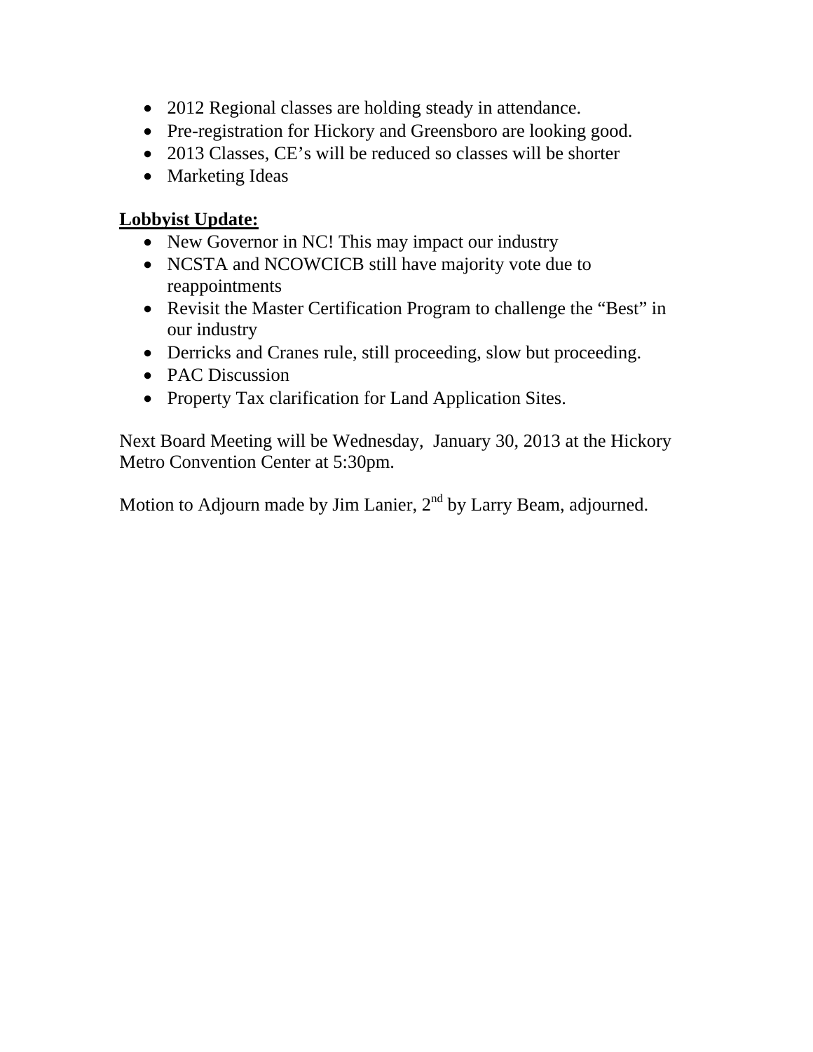- 2012 Regional classes are holding steady in attendance.
- Pre-registration for Hickory and Greensboro are looking good.
- 2013 Classes, CE's will be reduced so classes will be shorter
- Marketing Ideas

**Lobbyist Update:**

- New Governor in NC! This may impact our industry
- NCSTA and NCOWCICB still have majority vote due to reappointments
- Revisit the Master Certification Program to challenge the "Best" in our industry
- Derricks and Cranes rule, still proceeding, slow but proceeding.
- PAC Discussion
- Property Tax clarification for Land Application Sites.

Next Board Meeting will be Wednesday, January 30, 2013 at the Hickory Metro Convention Center at 5:30pm.

Motion to Adjourn made by Jim Lanier, 2nd by Larry Beam, adjourned.